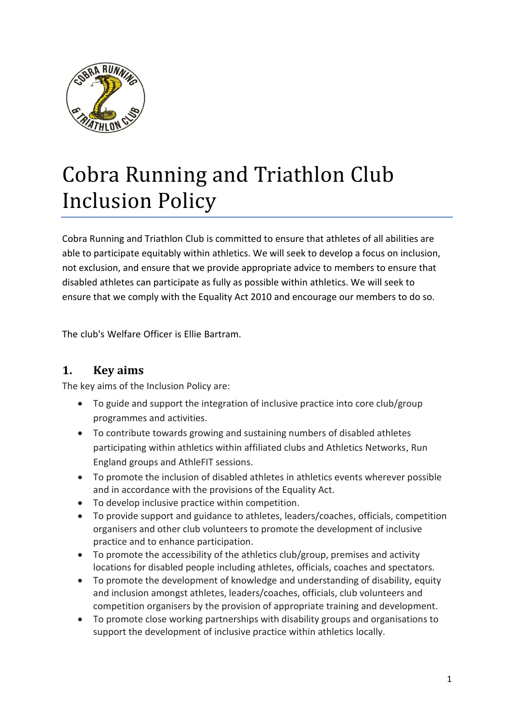# Cobra Running and Triathlon Club Inclusion Policy

Cobra Running and Triathlon Club is committed to ensure that athletes of all abilities are able to participate equitably within athletics. We will seek to develop a focus on inclusion, not exclusion, and ensure that we provide appropriate advice to members to ensure that disabled athletes can participate as fully as possible within athletics. We will seek to ensure that we comply with the Equality Act 2010 and encourage our members to do so.

The club's Welfare Officer is Ellie Bartram.

## 1. Key aims

The key aims of the Inclusion Policy are:

- To guide and support the integration of inclusive practice into core club/group programmes and activities.
- To contribute towards growing and sustaining numbers of disabled athletes participating within athletics within affiliated clubs and Athletics Networks, Run England groups and AthleFIT sessions.
- To promote the inclusion of disabled athletes in athletics events wherever possible and in accordance with the provisions of the Equality Act.
- To develop inclusive practice within competition.
- To provide support and guidance to athletes, leaders/coaches, officials, competition organisers and other club volunteers to promote the development of inclusive practice and to enhance participation.
- To promote the accessibility of the athletics club/group, premises and activity locations for disabled people including athletes, officials, coaches and spectators.
- To promote the development of knowledge and understanding of disability, equity and inclusion amongst athletes, leaders/coaches, officials, club volunteers and competition organisers by the provision of appropriate training and development.
- To promote close working partnerships with disability groups and organisations to support the development of inclusive practice within athletics locally.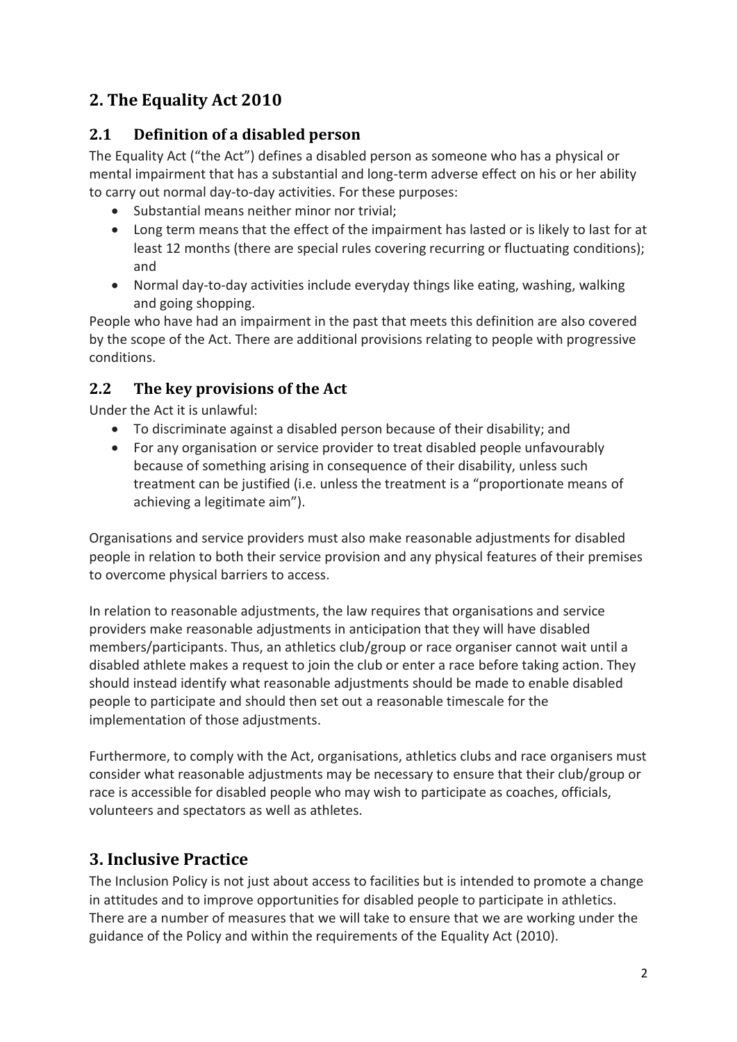## 2. The Equality Act 2010

### 2.1 Definition of a disabled person

The Equality Act ("the Act") defines a disabled person as someone who has a physical or mental impairment that has a substantial and long-term adverse effect on his or her ability to carry out normal day-to-day activities. For these purposes:

- Substantial means neither minor nor trivial;
- Long term means that the effect of the impairment has lasted or is likely to last for at least 12 months (there are special rules covering recurring or fluctuating conditions); and
- Normal day-to-day activities include everyday things like eating, washing, walking and going shopping.

People who have had an impairment in the past that meets this definition are also covered by the scope of the Act. There are additional provisions relating to people with progressive conditions.

### 2.2 The key provisions of the Act

Under the Act it is unlawful:

- To discriminate against a disabled person because of their disability; and
- For any organisation or service provider to treat disabled people unfavourably because of something arising in consequence of their disability, unless such treatment can be justified (i.e. unless the treatment is a "proportionate means of achieving a legitimate aim").

Organisations and service providers must also make reasonable adjustments for disabled people in relation to both their service provision and any physical features of their premises to overcome physical barriers to access.

In relation to reasonable adjustments, the law requires that organisations and service providers make reasonable adjustments in anticipation that they will have disabled members/participants. Thus, an athletics club/group or race organiser cannot wait until a disabled athlete makes a request to join the club or enter a race before taking action. They should instead identify what reasonable adjustments should be made to enable disabled people to participate and should then set out a reasonable timescale for the implementation of those adjustments.

Furthermore, to comply with the Act, organisations, athletics clubs and race organisers must consider what reasonable adjustments may be necessary to ensure that their club/group or race is accessible for disabled people who may wish to participate as coaches, officials, volunteers and spectators as well as athletes.

## 3. Inclusive Practice

The Inclusion Policy is not just about access to facilities but is intended to promote a change in attitudes and to improve opportunities for disabled people to participate in athletics. There are a number of measures that we will take to ensure that we are working under the guidance of the Policy and within the requirements of the Equality Act (2010).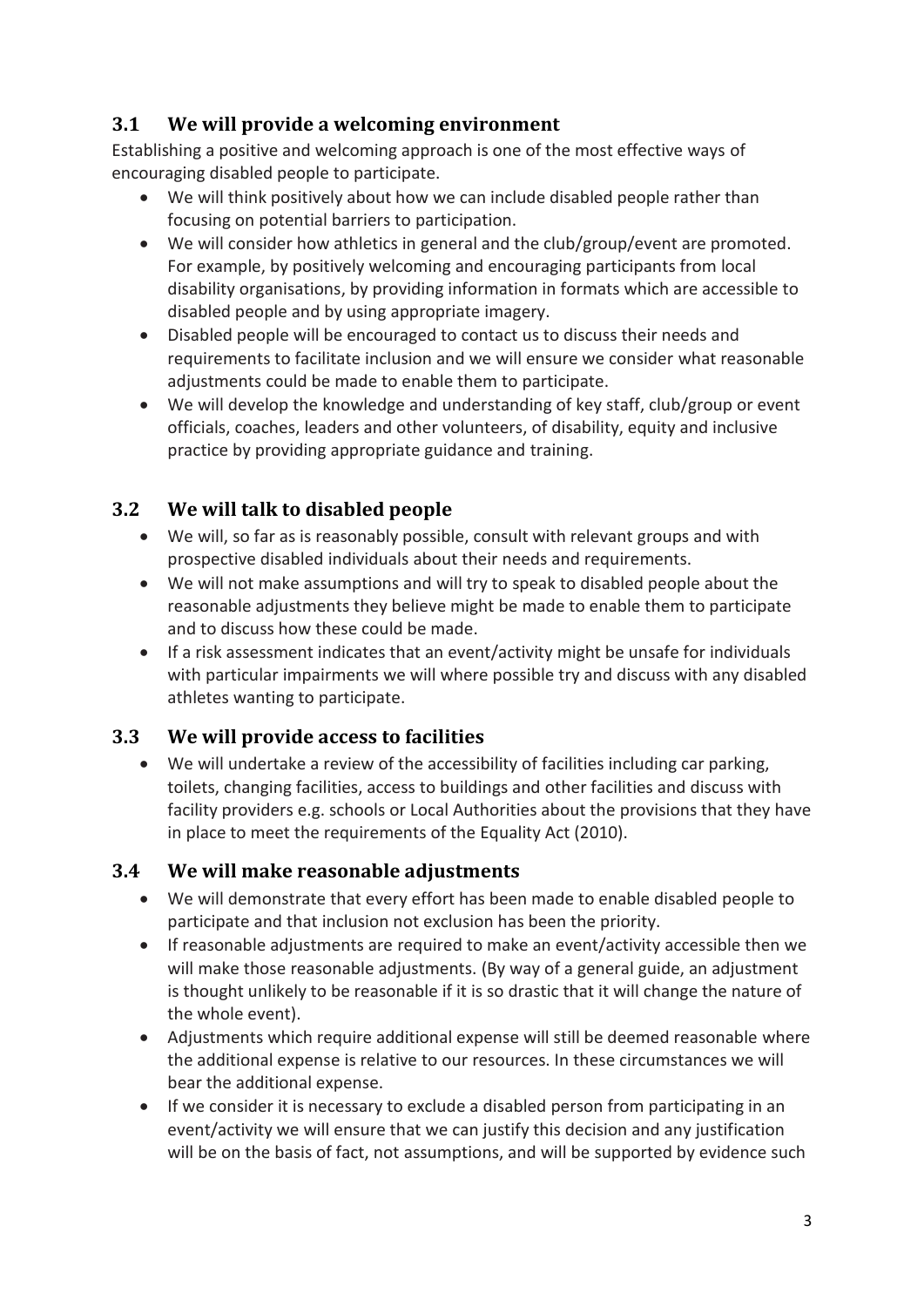### 3.1 We will provide a welcoming environment

Establishing a positive and welcoming approach is one of the most effective ways of encouraging disabled people to participate.

- We will think positively about how we can include disabled people rather than focusing on potential barriers to participation.
- We will consider how athletics in general and the club/group/event are promoted. For example, by positively welcoming and encouraging participants from local disability organisations, by providing information in formats which are accessible to disabled people and by using appropriate imagery.
- Disabled people will be encouraged to contact us to discuss their needs and requirements to facilitate inclusion and we will ensure we consider what reasonable adjustments could be made to enable them to participate.
- We will develop the knowledge and understanding of key staff, club/group or event officials, coaches, leaders and other volunteers, of disability, equity and inclusive practice by providing appropriate guidance and training.

### 3.2 We will talk to disabled people

- We will, so far as is reasonably possible, consult with relevant groups and with prospective disabled individuals about their needs and requirements.
- We will not make assumptions and will try to speak to disabled people about the reasonable adjustments they believe might be made to enable them to participate and to discuss how these could be made.
- If a risk assessment indicates that an event/activity might be unsafe for individuals with particular impairments we will where possible try and discuss with any disabled athletes wanting to participate.

### 3.3 We will provide access to facilities

- We will undertake a review of the accessibility of facilities including car parking, toilets, changing facilities, access to buildings and other facilities and discuss with facility providers e.g. schools or Local Authorities about the provisions that they have in place to meet the requirements of the Equality Act (2010).

### 3.4 We will make reasonable adjustments

- We will demonstrate that every effort has been made to enable disabled people to participate and that inclusion not exclusion has been the priority.
- If reasonable adjustments are required to make an event/activity accessible then we will make those reasonable adjustments. (By way of a general guide, an adjustment is thought unlikely to be reasonable if it is so drastic that it will change the nature of the whole event).
- Adjustments which require additional expense will still be deemed reasonable where the additional expense is relative to our resources. In these circumstances we will bear the additional expense.
- If we consider it is necessary to exclude a disabled person from participating in an event/activity we will ensure that we can justify this decision and any justification will be on the basis of fact, not assumptions, and will be supported by evidence such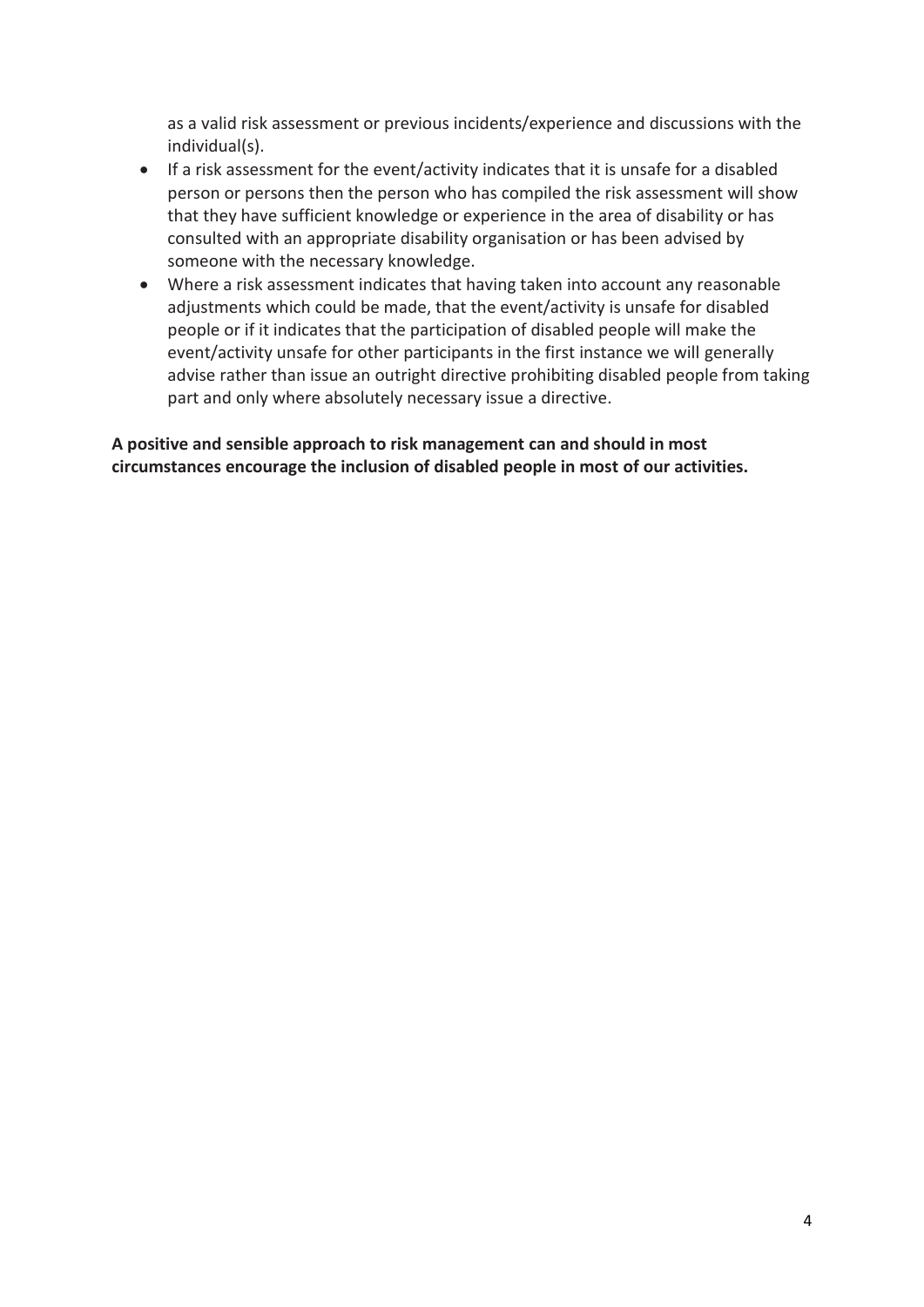as a valid risk assessment or previous incidents/experience and discussions with the individual(s).

- If a risk assessment for the event/activity indicates that it is unsafe for a disabled person or persons then the person who has compiled the risk assessment will show that they have sufficient knowledge or experience in the area of disability or has consulted with an appropriate disability organisation or has been advised by someone with the necessary knowledge.
- Where a risk assessment indicates that having taken into account any reasonable adjustments which could be made, that the event/activity is unsafe for disabled people or if it indicates that the participation of disabled people will make the event/activity unsafe for other participants in the first instance we will generally advise rather than issue an outright directive prohibiting disabled people from taking part and only where absolutely necessary issue a directive.

**A positive and sensible approach to risk management can and should in most circumstances encourage the inclusion of disabled people in most of our activities.**